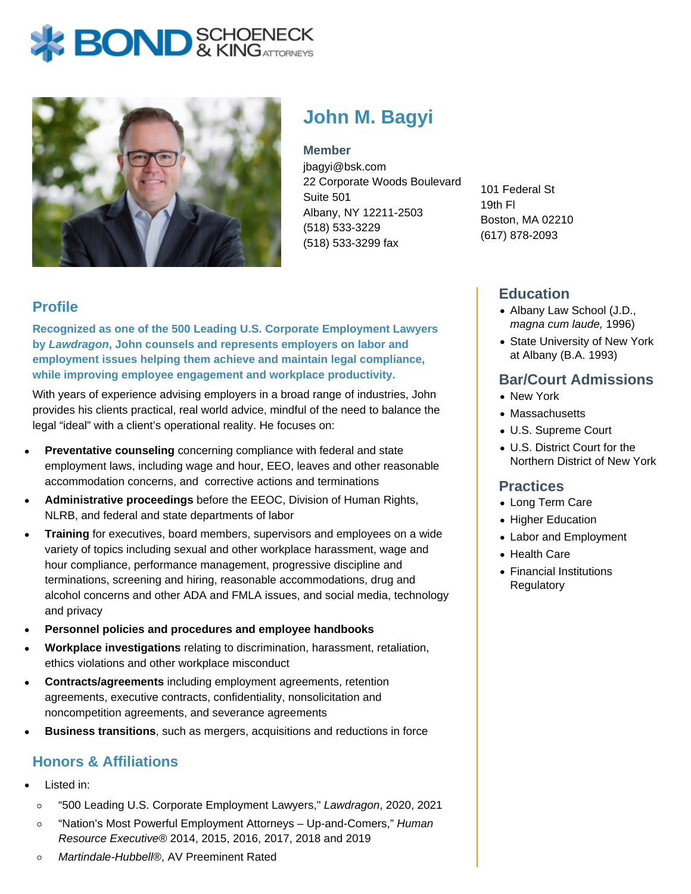# John M. Bagyi

**Member**
jbagyi@bsk.com
22 Corporate Woods Boulevard
Suite 501
Albany, NY 12211-2503
(518) 533-3229
(518) 533-3299 fax

101 Federal St
19th Fl
Boston, MA 02210
(617) 878-2093

## Profile

**Recognized as one of the 500 Leading U.S. Corporate Employment Lawyers by *Lawdragon*, John counsels and represents employers on labor and employment issues helping them achieve and maintain legal compliance, while improving employee engagement and workplace productivity.**

With years of experience advising employers in a broad range of industries, John provides his clients practical, real world advice, mindful of the need to balance the legal "ideal" with a client's operational reality. He focuses on:

- **Preventative counseling** concerning compliance with federal and state employment laws, including wage and hour, EEO, leaves and other reasonable accommodation concerns, and corrective actions and terminations
- **Administrative proceedings** before the EEOC, Division of Human Rights, NLRB, and federal and state departments of labor
- **Training** for executives, board members, supervisors and employees on a wide variety of topics including sexual and other workplace harassment, wage and hour compliance, performance management, progressive discipline and terminations, screening and hiring, reasonable accommodations, drug and alcohol concerns and other ADA and FMLA issues, and social media, technology and privacy
- **Personnel policies and procedures and employee handbooks**
- **Workplace investigations** relating to discrimination, harassment, retaliation, ethics violations and other workplace misconduct
- **Contracts/agreements** including employment agreements, retention agreements, executive contracts, confidentiality, nonsolicitation and noncompetition agreements, and severance agreements
- **Business transitions**, such as mergers, acquisitions and reductions in force

## Honors & Affiliations

- Listed in:
  - "500 Leading U.S. Corporate Employment Lawyers," *Lawdragon*, 2020, 2021
  - "Nation's Most Powerful Employment Attorneys – Up-and-Comers," *Human Resource Executive*® 2014, 2015, 2016, 2017, 2018 and 2019
  - *Martindale-Hubbell*®, AV Preeminent Rated

## Education

- Albany Law School (J.D., *magna cum laude,* 1996)
- State University of New York at Albany (B.A. 1993)

## Bar/Court Admissions

- New York
- Massachusetts
- U.S. Supreme Court
- U.S. District Court for the Northern District of New York

## Practices

- Long Term Care
- Higher Education
- Labor and Employment
- Health Care
- Financial Institutions Regulatory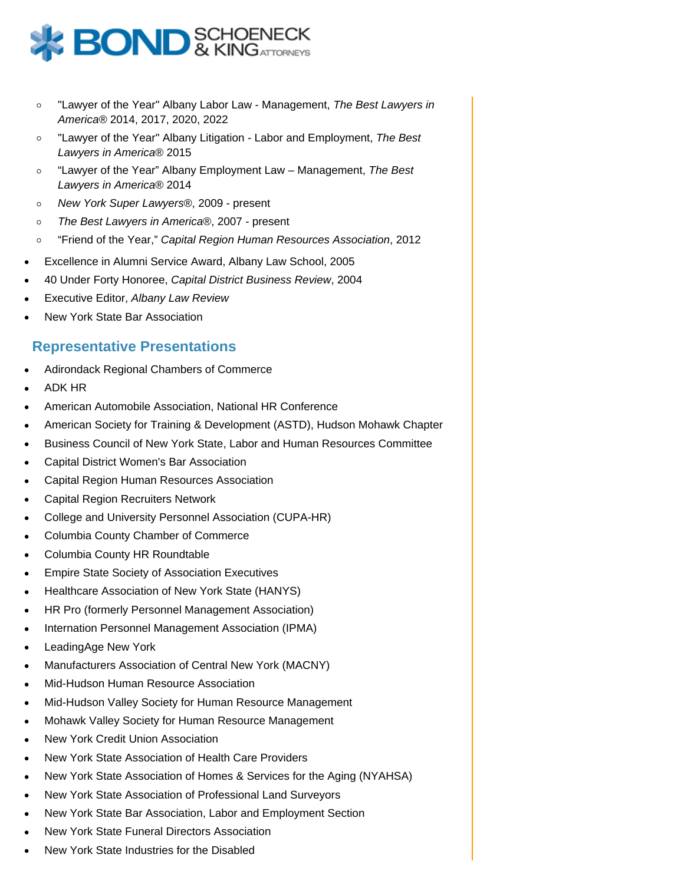- "Lawyer of the Year" Albany Labor Law - Management, *The Best Lawyers in America®* 2014, 2017, 2020, 2022
  - "Lawyer of the Year" Albany Litigation - Labor and Employment, *The Best Lawyers in America®* 2015
  - “Lawyer of the Year” Albany Employment Law – Management, *The Best Lawyers in America®* 2014
  - *New York Super Lawyers®*, 2009 - present
  - *The Best Lawyers in America®*, 2007 - present
  - “Friend of the Year,” *Capital Region Human Resources Association*, 2012
- Excellence in Alumni Service Award, Albany Law School, 2005
- 40 Under Forty Honoree, *Capital District Business Review*, 2004
- Executive Editor, *Albany Law Review*
- New York State Bar Association

## Representative Presentations

- Adirondack Regional Chambers of Commerce
- ADK HR
- American Automobile Association, National HR Conference
- American Society for Training & Development (ASTD), Hudson Mohawk Chapter
- Business Council of New York State, Labor and Human Resources Committee
- Capital District Women's Bar Association
- Capital Region Human Resources Association
- Capital Region Recruiters Network
- College and University Personnel Association (CUPA-HR)
- Columbia County Chamber of Commerce
- Columbia County HR Roundtable
- Empire State Society of Association Executives
- Healthcare Association of New York State (HANYS)
- HR Pro (formerly Personnel Management Association)
- Internation Personnel Management Association (IPMA)
- LeadingAge New York
- Manufacturers Association of Central New York (MACNY)
- Mid-Hudson Human Resource Association
- Mid-Hudson Valley Society for Human Resource Management
- Mohawk Valley Society for Human Resource Management
- New York Credit Union Association
- New York State Association of Health Care Providers
- New York State Association of Homes & Services for the Aging (NYAHSA)
- New York State Association of Professional Land Surveyors
- New York State Bar Association, Labor and Employment Section
- New York State Funeral Directors Association
- New York State Industries for the Disabled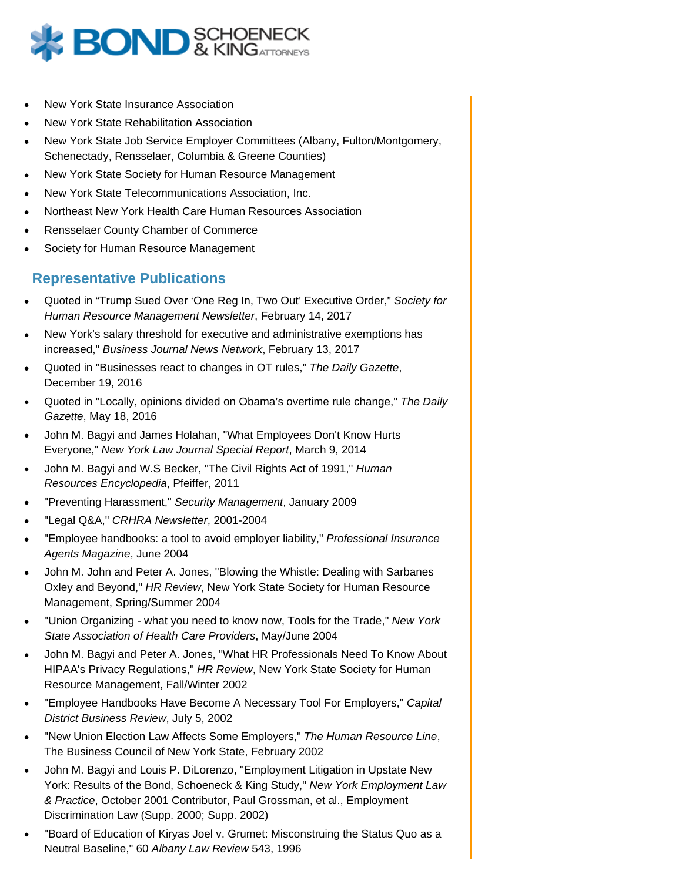- New York State Insurance Association
- New York State Rehabilitation Association
- New York State Job Service Employer Committees (Albany, Fulton/Montgomery, Schenectady, Rensselaer, Columbia & Greene Counties)
- New York State Society for Human Resource Management
- New York State Telecommunications Association, Inc.
- Northeast New York Health Care Human Resources Association
- Rensselaer County Chamber of Commerce
- Society for Human Resource Management

## Representative Publications

- Quoted in "Trump Sued Over 'One Reg In, Two Out' Executive Order," *Society for Human Resource Management Newsletter*, February 14, 2017
- New York's salary threshold for executive and administrative exemptions has increased," *Business Journal News Network*, February 13, 2017
- Quoted in "Businesses react to changes in OT rules," *The Daily Gazette*, December 19, 2016
- Quoted in "Locally, opinions divided on Obama's overtime rule change," *The Daily Gazette*, May 18, 2016
- John M. Bagyi and James Holahan, "What Employees Don't Know Hurts Everyone," *New York Law Journal Special Report*, March 9, 2014
- John M. Bagyi and W.S Becker, "The Civil Rights Act of 1991," *Human Resources Encyclopedia*, Pfeiffer, 2011
- "Preventing Harassment," *Security Management*, January 2009
- "Legal Q&A," *CRHRA Newsletter*, 2001-2004
- "Employee handbooks: a tool to avoid employer liability," *Professional Insurance Agents Magazine*, June 2004
- John M. John and Peter A. Jones, "Blowing the Whistle: Dealing with Sarbanes Oxley and Beyond," *HR Review*, New York State Society for Human Resource Management, Spring/Summer 2004
- "Union Organizing - what you need to know now, Tools for the Trade," *New York State Association of Health Care Providers*, May/June 2004
- John M. Bagyi and Peter A. Jones, "What HR Professionals Need To Know About HIPAA's Privacy Regulations," *HR Review*, New York State Society for Human Resource Management, Fall/Winter 2002
- "Employee Handbooks Have Become A Necessary Tool For Employers," *Capital District Business Review*, July 5, 2002
- "New Union Election Law Affects Some Employers," *The Human Resource Line*, The Business Council of New York State, February 2002
- John M. Bagyi and Louis P. DiLorenzo, "Employment Litigation in Upstate New York: Results of the Bond, Schoeneck & King Study," *New York Employment Law & Practice*, October 2001 Contributor, Paul Grossman, et al., Employment Discrimination Law (Supp. 2000; Supp. 2002)
- "Board of Education of Kiryas Joel v. Grumet: Misconstruing the Status Quo as a Neutral Baseline," 60 *Albany Law Review* 543, 1996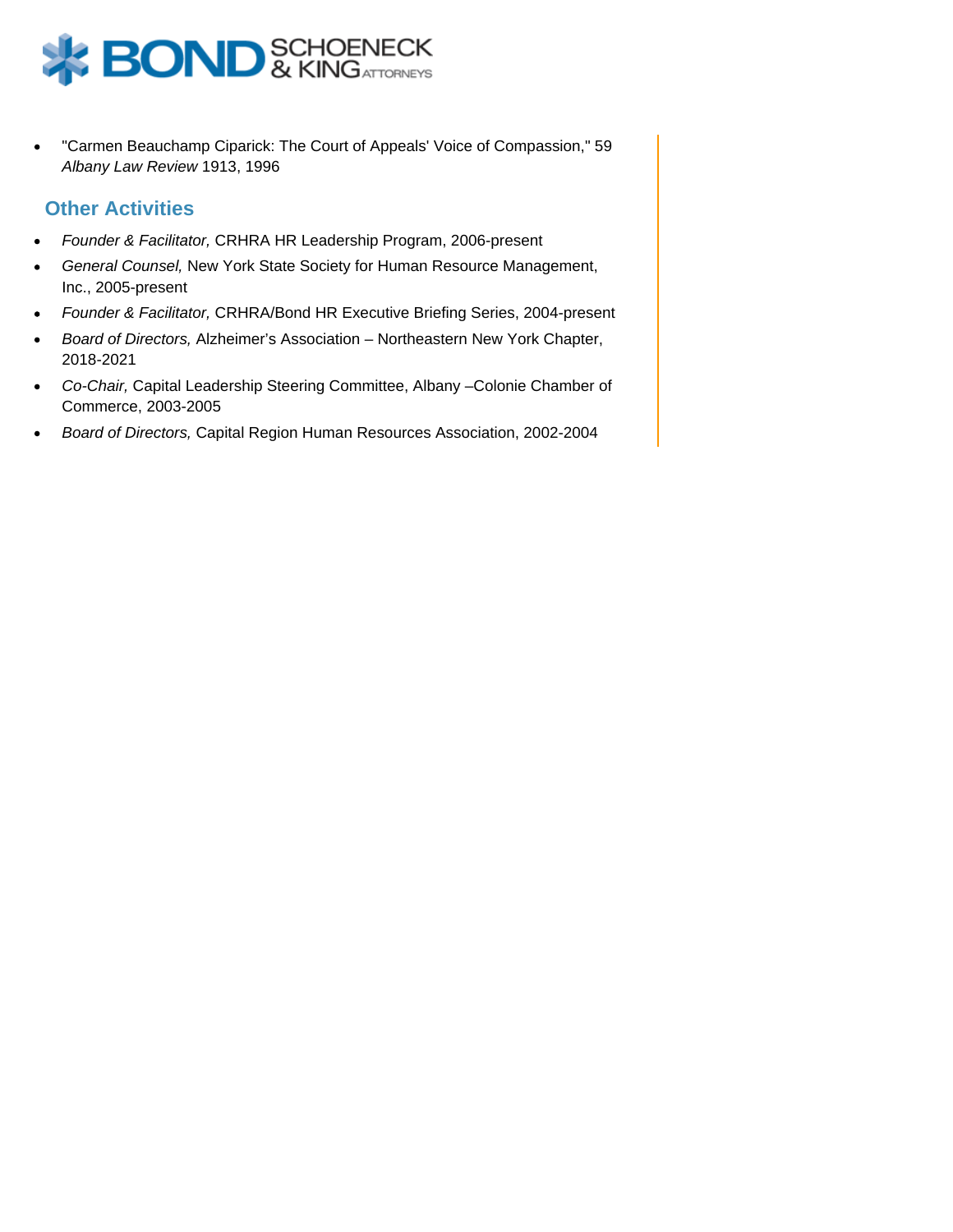- "Carmen Beauchamp Ciparick: The Court of Appeals' Voice of Compassion," 59 *Albany Law Review* 1913, 1996

## Other Activities

- *Founder & Facilitator,* CRHRA HR Leadership Program, 2006-present
- *General Counsel,* New York State Society for Human Resource Management, Inc., 2005-present
- *Founder & Facilitator,* CRHRA/Bond HR Executive Briefing Series, 2004-present
- *Board of Directors,* Alzheimer's Association – Northeastern New York Chapter, 2018-2021
- *Co-Chair,* Capital Leadership Steering Committee, Albany –Colonie Chamber of Commerce, 2003-2005
- *Board of Directors,* Capital Region Human Resources Association, 2002-2004